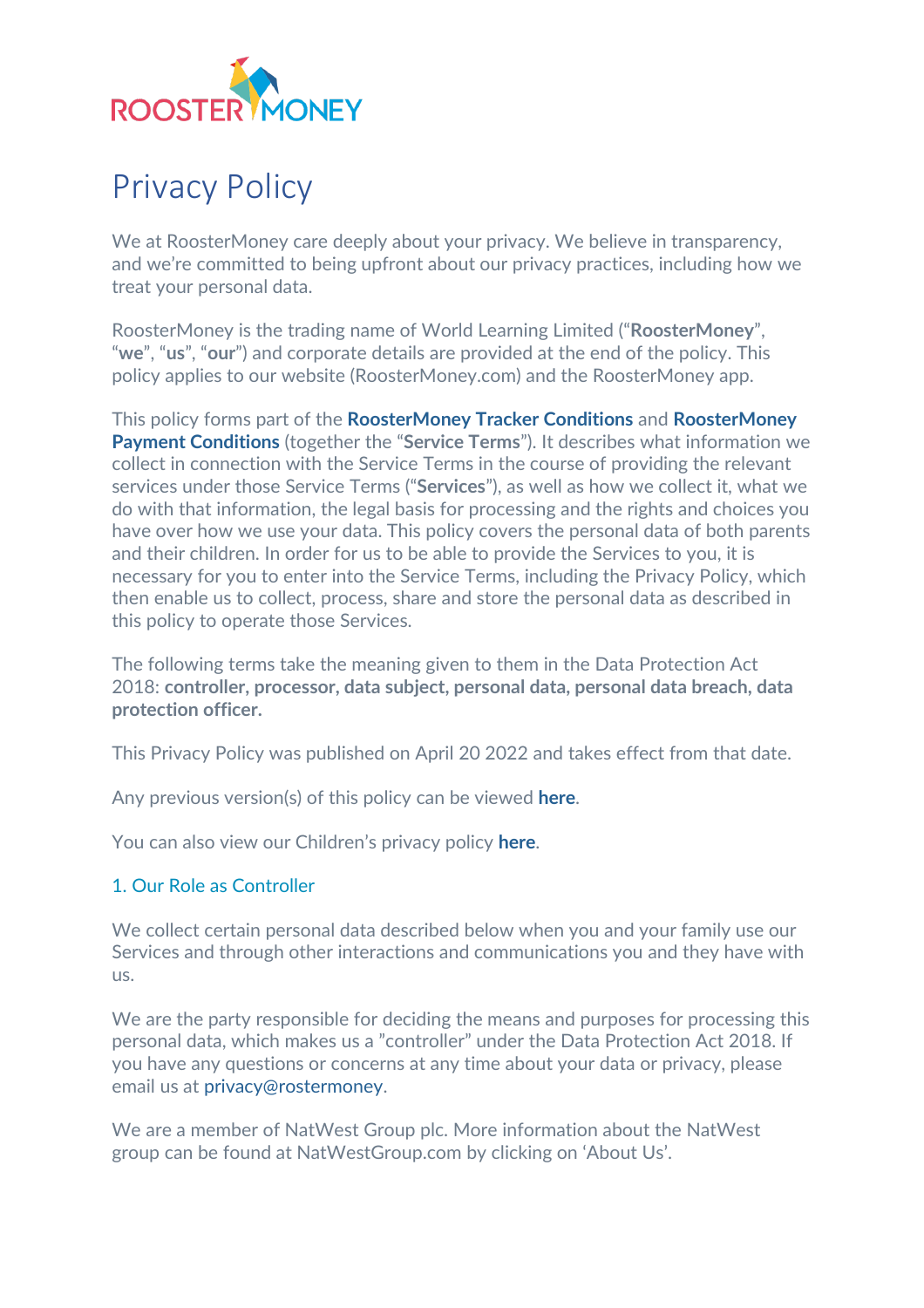# Privacy Policy

We at RoosterMoney care deeply about your privacy. We believe in transparency, and we're committed to being upfront about our privacy practices, including how we treat your personal data.

RoosterMoney is the trading name of World Learning Limited ("**RoosterMoney**", "**we**", "**us**", "**our**") and corporate details are provided at the end of the policy. This policy applies to our website (RoosterMoney.com) and the RoosterMoney app.

This policy forms part of the **RoosterMoney Tracker Conditions** and **RoosterMoney Payment Conditions** (together the "**Service Terms**"). It describes what information we collect in connection with the Service Terms in the course of providing the relevant services under those Service Terms ("**Services**"), as well as how we collect it, what we do with that information, the legal basis for processing and the rights and choices you have over how we use your data. This policy covers the personal data of both parents and their children. In order for us to be able to provide the Services to you, it is necessary for you to enter into the Service Terms, including the Privacy Policy, which then enable us to collect, process, share and store the personal data as described in this policy to operate those Services.

The following terms take the meaning given to them in the Data Protection Act 2018: **controller, processor, data subject, personal data, personal data breach, data protection officer.**

This Privacy Policy was published on April 20 2022 and takes effect from that date.

Any previous version(s) of this policy can be viewed **here**.

You can also view our Children's privacy policy **here**.

## 1. Our Role as Controller

We collect certain personal data described below when you and your family use our Services and through other interactions and communications you and they have with us.

We are the party responsible for deciding the means and purposes for processing this personal data, which makes us a "controller" under the Data Protection Act 2018. If you have any questions or concerns at any time about your data or privacy, please email us at privacy@rostermoney.

We are a member of NatWest Group plc. More information about the NatWest group can be found at NatWestGroup.com by clicking on 'About Us'.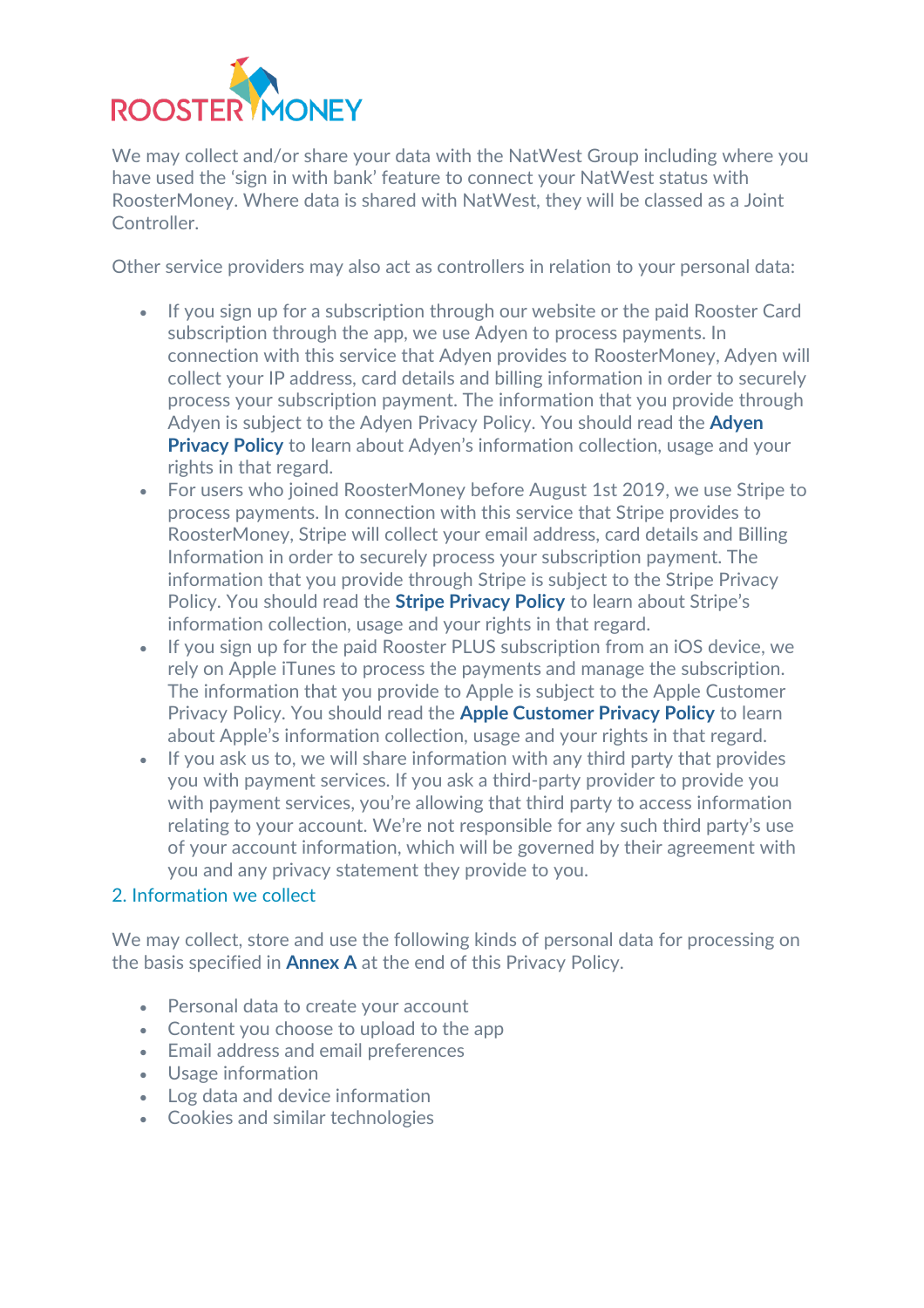We may collect and/or share your data with the NatWest Group including where you have used the 'sign in with bank' feature to connect your NatWest status with RoosterMoney. Where data is shared with NatWest, they will be classed as a Joint Controller.

Other service providers may also act as controllers in relation to your personal data:

- If you sign up for a subscription through our website or the paid Rooster Card subscription through the app, we use Adyen to process payments. In connection with this service that Adyen provides to RoosterMoney, Adyen will collect your IP address, card details and billing information in order to securely process your subscription payment. The information that you provide through Adyen is subject to the Adyen Privacy Policy. You should read the **Adyen Privacy Policy** to learn about Adyen's information collection, usage and your rights in that regard.
- For users who joined RoosterMoney before August 1st 2019, we use Stripe to process payments. In connection with this service that Stripe provides to RoosterMoney, Stripe will collect your email address, card details and Billing Information in order to securely process your subscription payment. The information that you provide through Stripe is subject to the Stripe Privacy Policy. You should read the **Stripe Privacy Policy** to learn about Stripe's information collection, usage and your rights in that regard.
- If you sign up for the paid Rooster PLUS subscription from an iOS device, we rely on Apple iTunes to process the payments and manage the subscription. The information that you provide to Apple is subject to the Apple Customer Privacy Policy. You should read the **Apple Customer Privacy Policy** to learn about Apple's information collection, usage and your rights in that regard.
- If you ask us to, we will share information with any third party that provides you with payment services. If you ask a third-party provider to provide you with payment services, you're allowing that third party to access information relating to your account. We're not responsible for any such third party's use of your account information, which will be governed by their agreement with you and any privacy statement they provide to you.

## 2. Information we collect

We may collect, store and use the following kinds of personal data for processing on the basis specified in **Annex A** at the end of this Privacy Policy.

- Personal data to create your account
- Content you choose to upload to the app
- Email address and email preferences
- Usage information
- Log data and device information
- Cookies and similar technologies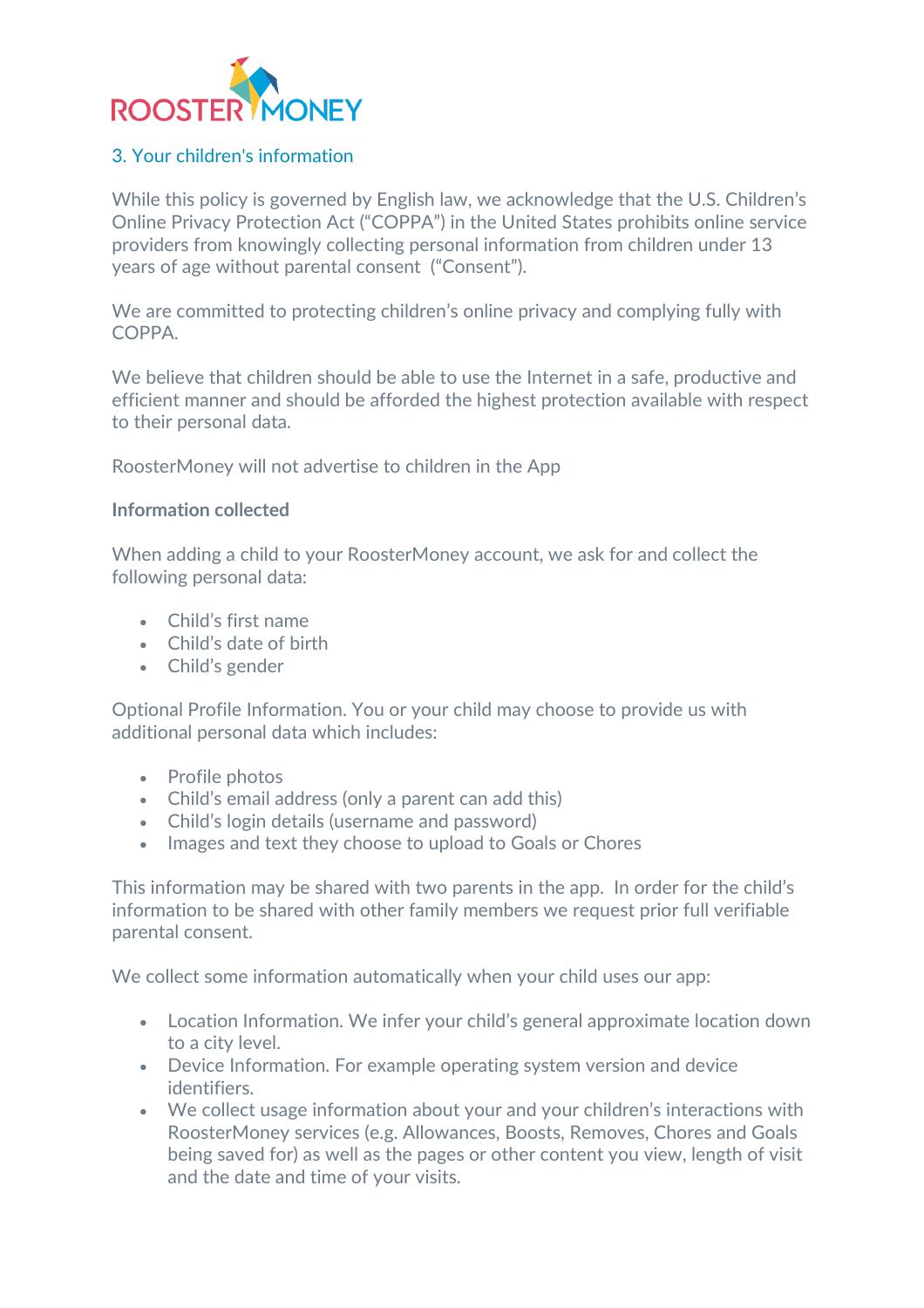## 3. Your children's information

While this policy is governed by English law, we acknowledge that the U.S. Children's Online Privacy Protection Act ("COPPA") in the United States prohibits online service providers from knowingly collecting personal information from children under 13 years of age without parental consent ("Consent").

We are committed to protecting children's online privacy and complying fully with COPPA.

We believe that children should be able to use the Internet in a safe, productive and efficient manner and should be afforded the highest protection available with respect to their personal data.

RoosterMoney will not advertise to children in the App

**Information collected**

When adding a child to your RoosterMoney account, we ask for and collect the following personal data:

- Child's first name
- Child's date of birth
- Child's gender

Optional Profile Information. You or your child may choose to provide us with additional personal data which includes:

- Profile photos
- Child's email address (only a parent can add this)
- Child's login details (username and password)
- Images and text they choose to upload to Goals or Chores

This information may be shared with two parents in the app. In order for the child's information to be shared with other family members we request prior full verifiable parental consent.

We collect some information automatically when your child uses our app:

- Location Information. We infer your child's general approximate location down to a city level.
- Device Information. For example operating system version and device identifiers.
- We collect usage information about your and your children's interactions with RoosterMoney services (e.g. Allowances, Boosts, Removes, Chores and Goals being saved for) as well as the pages or other content you view, length of visit and the date and time of your visits.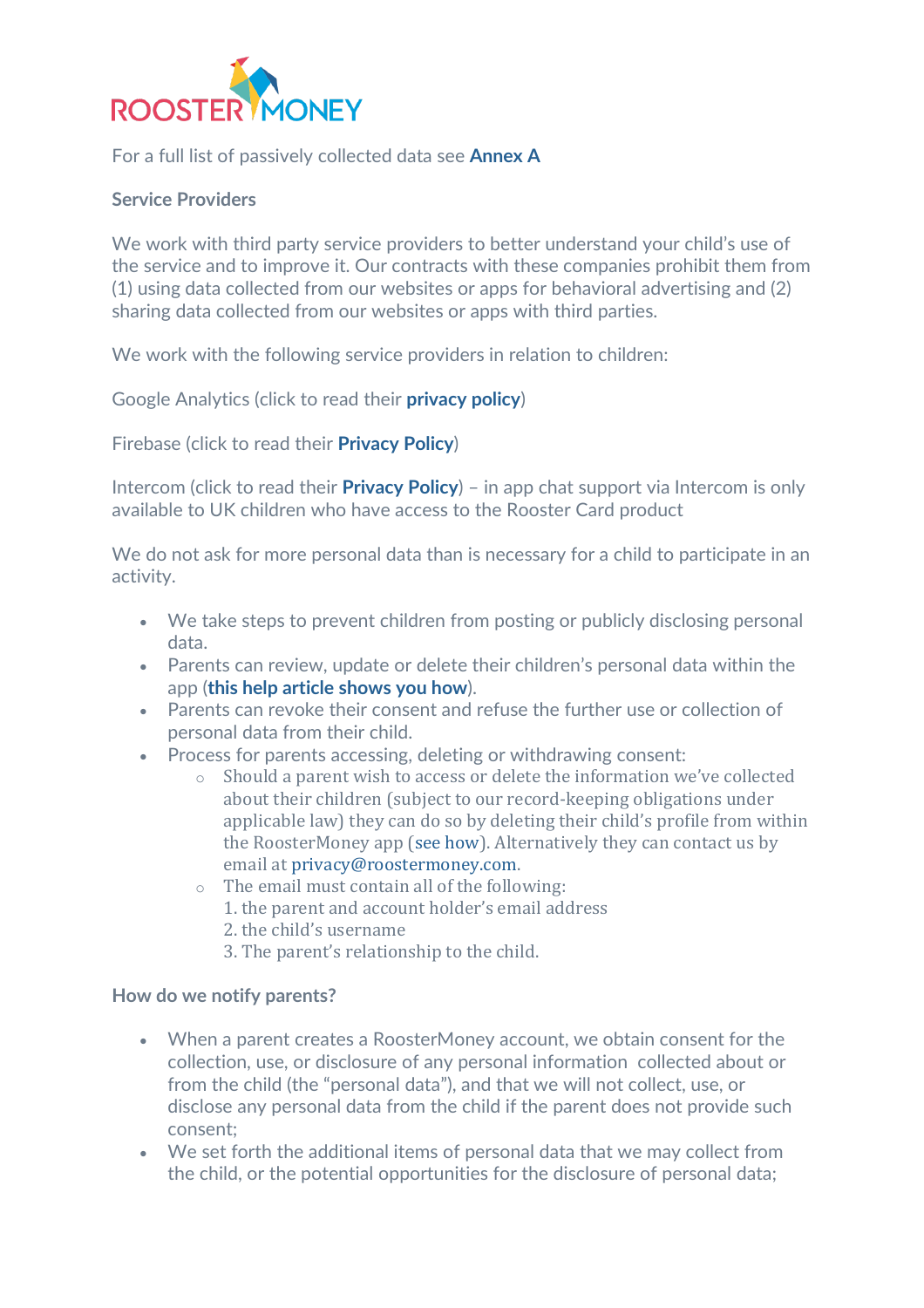For a full list of passively collected data see **Annex A**

**Service Providers**

We work with third party service providers to better understand your child's use of the service and to improve it. Our contracts with these companies prohibit them from (1) using data collected from our websites or apps for behavioral advertising and (2) sharing data collected from our websites or apps with third parties.

We work with the following service providers in relation to children:

Google Analytics (click to read their **privacy policy**)

Firebase (click to read their **Privacy Policy**)

Intercom (click to read their **Privacy Policy**) – in app chat support via Intercom is only available to UK children who have access to the Rooster Card product

We do not ask for more personal data than is necessary for a child to participate in an activity.

- We take steps to prevent children from posting or publicly disclosing personal data.
- Parents can review, update or delete their children's personal data within the app (**this help article shows you how**).
- Parents can revoke their consent and refuse the further use or collection of personal data from their child.
- Process for parents accessing, deleting or withdrawing consent:
  - Should a parent wish to access or delete the information we've collected about their children (subject to our record-keeping obligations under applicable law) they can do so by deleting their child's profile from within the RoosterMoney app (see how). Alternatively they can contact us by email at privacy@roostermoney.com.
  - The email must contain all of the following:
    1. the parent and account holder's email address
    2. the child's username
    3. The parent's relationship to the child.

**How do we notify parents?**

- When a parent creates a RoosterMoney account, we obtain consent for the collection, use, or disclosure of any personal information collected about or from the child (the "personal data"), and that we will not collect, use, or disclose any personal data from the child if the parent does not provide such consent;
- We set forth the additional items of personal data that we may collect from the child, or the potential opportunities for the disclosure of personal data;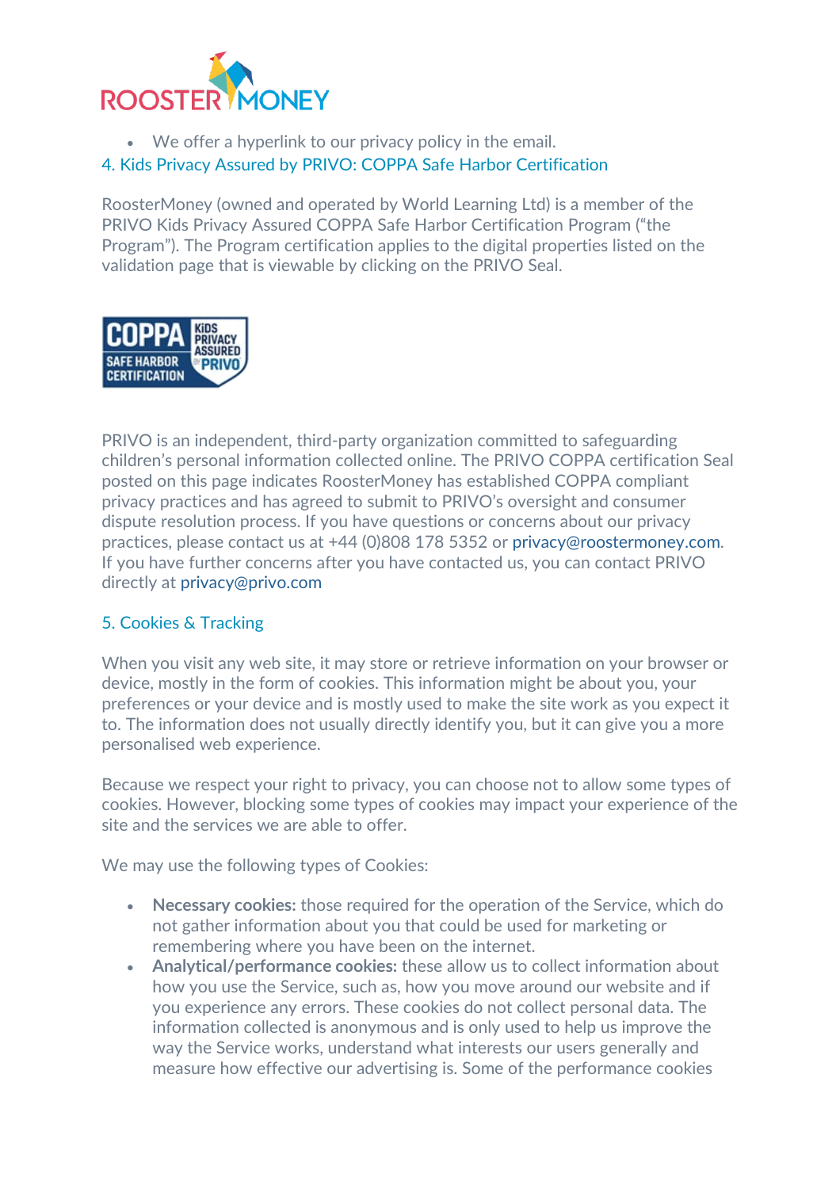- We offer a hyperlink to our privacy policy in the email.

## 4. Kids Privacy Assured by PRIVO: COPPA Safe Harbor Certification

RoosterMoney (owned and operated by World Learning Ltd) is a member of the PRIVO Kids Privacy Assured COPPA Safe Harbor Certification Program ("the Program"). The Program certification applies to the digital properties listed on the validation page that is viewable by clicking on the PRIVO Seal.

PRIVO is an independent, third-party organization committed to safeguarding children's personal information collected online. The PRIVO COPPA certification Seal posted on this page indicates RoosterMoney has established COPPA compliant privacy practices and has agreed to submit to PRIVO's oversight and consumer dispute resolution process. If you have questions or concerns about our privacy practices, please contact us at +44 (0)808 178 5352 or privacy@roostermoney.com. If you have further concerns after you have contacted us, you can contact PRIVO directly at privacy@privo.com

## 5. Cookies & Tracking

When you visit any web site, it may store or retrieve information on your browser or device, mostly in the form of cookies. This information might be about you, your preferences or your device and is mostly used to make the site work as you expect it to. The information does not usually directly identify you, but it can give you a more personalised web experience.

Because we respect your right to privacy, you can choose not to allow some types of cookies. However, blocking some types of cookies may impact your experience of the site and the services we are able to offer.

We may use the following types of Cookies:

- **Necessary cookies:** those required for the operation of the Service, which do not gather information about you that could be used for marketing or remembering where you have been on the internet.
- **Analytical/performance cookies:** these allow us to collect information about how you use the Service, such as, how you move around our website and if you experience any errors. These cookies do not collect personal data. The information collected is anonymous and is only used to help us improve the way the Service works, understand what interests our users generally and measure how effective our advertising is. Some of the performance cookies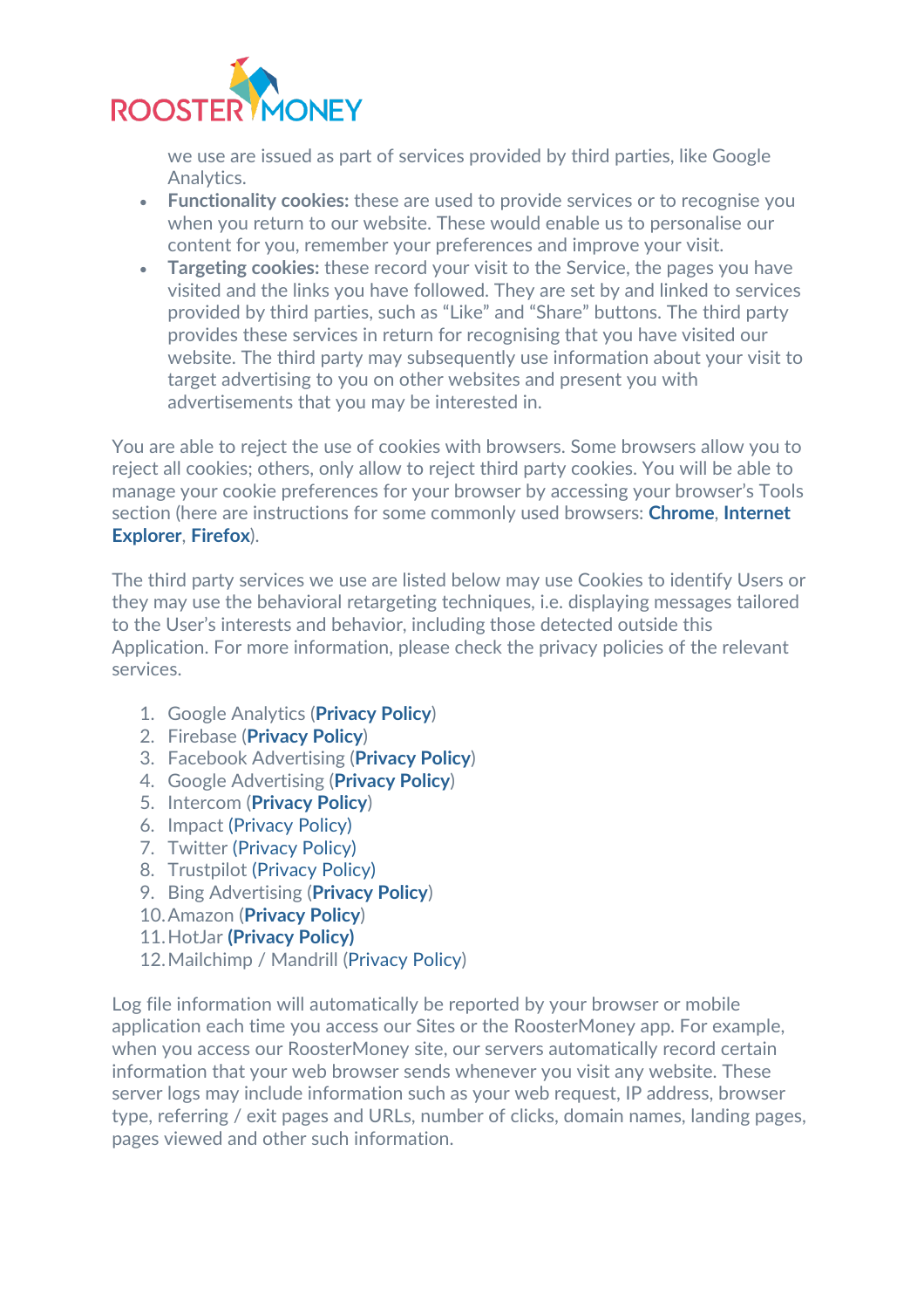we use are issued as part of services provided by third parties, like Google Analytics.

- **Functionality cookies:** these are used to provide services or to recognise you when you return to our website. These would enable us to personalise our content for you, remember your preferences and improve your visit.
- **Targeting cookies:** these record your visit to the Service, the pages you have visited and the links you have followed. They are set by and linked to services provided by third parties, such as "Like" and "Share" buttons. The third party provides these services in return for recognising that you have visited our website. The third party may subsequently use information about your visit to target advertising to you on other websites and present you with advertisements that you may be interested in.

You are able to reject the use of cookies with browsers. Some browsers allow you to reject all cookies; others, only allow to reject third party cookies. You will be able to manage your cookie preferences for your browser by accessing your browser's Tools section (here are instructions for some commonly used browsers: **Chrome**, **Internet Explorer**, **Firefox**).

The third party services we use are listed below may use Cookies to identify Users or they may use the behavioral retargeting techniques, i.e. displaying messages tailored to the User's interests and behavior, including those detected outside this Application. For more information, please check the privacy policies of the relevant services.

1. Google Analytics (**Privacy Policy**)
2. Firebase (**Privacy Policy**)
3. Facebook Advertising (**Privacy Policy**)
4. Google Advertising (**Privacy Policy**)
5. Intercom (**Privacy Policy**)
6. Impact (Privacy Policy)
7. Twitter (Privacy Policy)
8. Trustpilot (Privacy Policy)
9. Bing Advertising (**Privacy Policy**)
10. Amazon (**Privacy Policy**)
11. HotJar **(Privacy Policy)**
12. Mailchimp / Mandrill (Privacy Policy)

Log file information will automatically be reported by your browser or mobile application each time you access our Sites or the RoosterMoney app. For example, when you access our RoosterMoney site, our servers automatically record certain information that your web browser sends whenever you visit any website. These server logs may include information such as your web request, IP address, browser type, referring / exit pages and URLs, number of clicks, domain names, landing pages, pages viewed and other such information.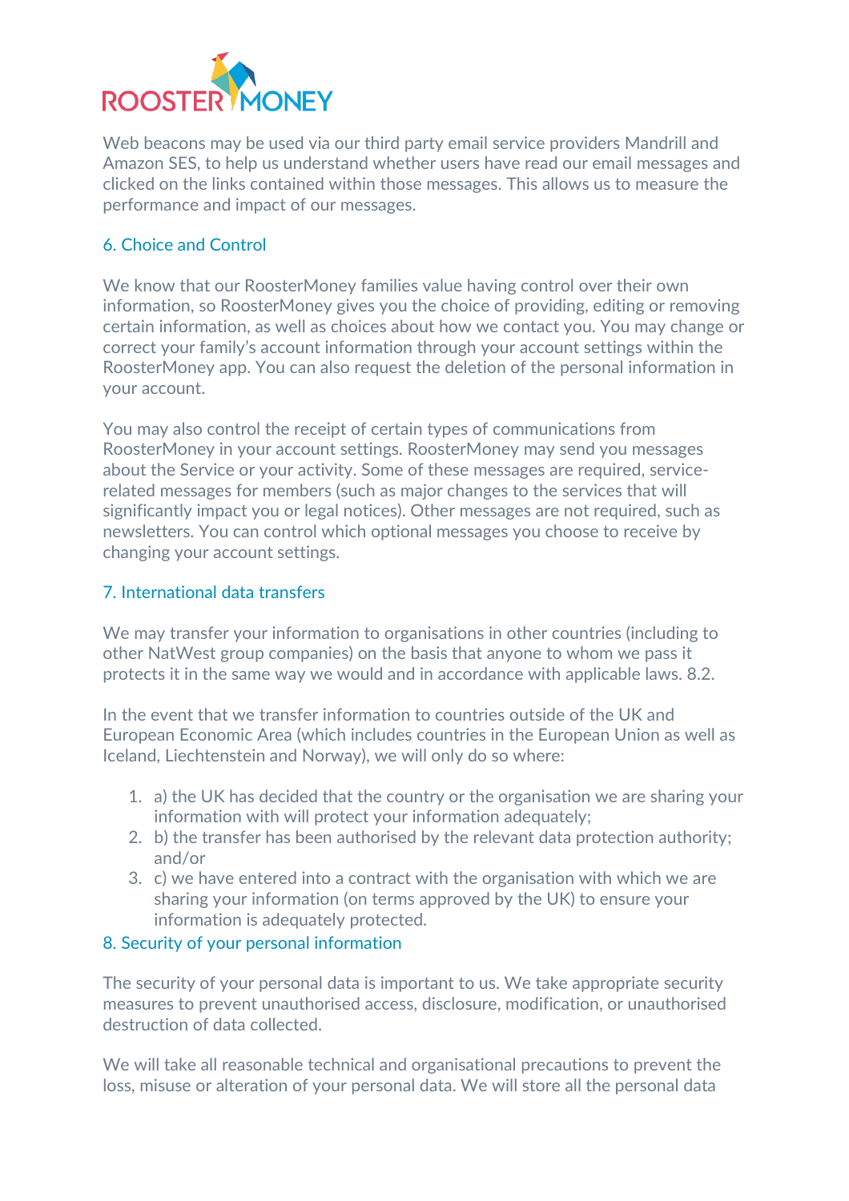Web beacons may be used via our third party email service providers Mandrill and Amazon SES, to help us understand whether users have read our email messages and clicked on the links contained within those messages. This allows us to measure the performance and impact of our messages.

## 6. Choice and Control

We know that our RoosterMoney families value having control over their own information, so RoosterMoney gives you the choice of providing, editing or removing certain information, as well as choices about how we contact you. You may change or correct your family's account information through your account settings within the RoosterMoney app. You can also request the deletion of the personal information in your account.

You may also control the receipt of certain types of communications from RoosterMoney in your account settings. RoosterMoney may send you messages about the Service or your activity. Some of these messages are required, service-related messages for members (such as major changes to the services that will significantly impact you or legal notices). Other messages are not required, such as newsletters. You can control which optional messages you choose to receive by changing your account settings.

## 7. International data transfers

We may transfer your information to organisations in other countries (including to other NatWest group companies) on the basis that anyone to whom we pass it protects it in the same way we would and in accordance with applicable laws. 8.2.

In the event that we transfer information to countries outside of the UK and European Economic Area (which includes countries in the European Union as well as Iceland, Liechtenstein and Norway), we will only do so where:

1. a) the UK has decided that the country or the organisation we are sharing your information with will protect your information adequately;
2. b) the transfer has been authorised by the relevant data protection authority; and/or
3. c) we have entered into a contract with the organisation with which we are sharing your information (on terms approved by the UK) to ensure your information is adequately protected.

## 8. Security of your personal information

The security of your personal data is important to us. We take appropriate security measures to prevent unauthorised access, disclosure, modification, or unauthorised destruction of data collected.

We will take all reasonable technical and organisational precautions to prevent the loss, misuse or alteration of your personal data. We will store all the personal data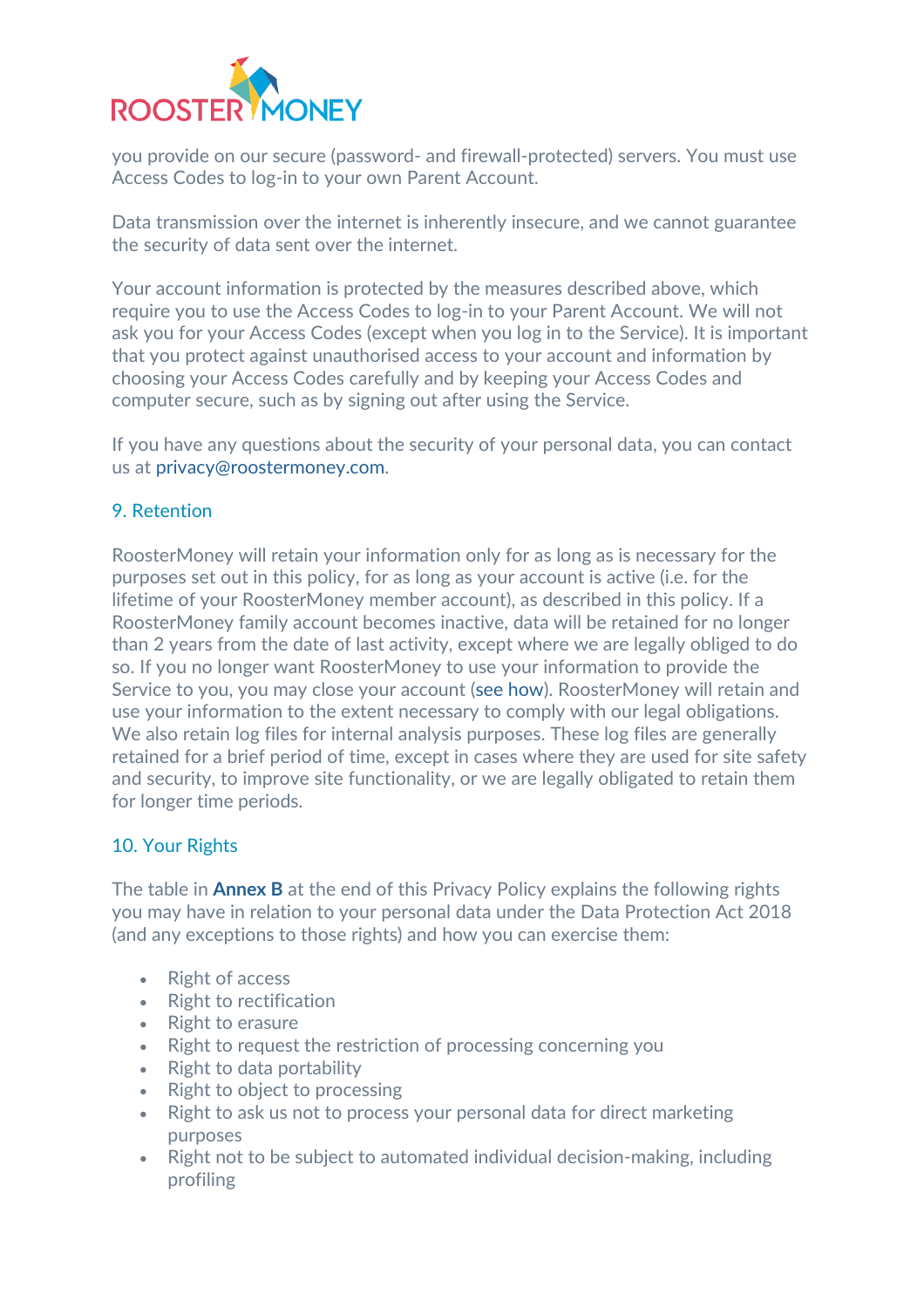you provide on our secure (password- and firewall-protected) servers. You must use Access Codes to log-in to your own Parent Account.

Data transmission over the internet is inherently insecure, and we cannot guarantee the security of data sent over the internet.

Your account information is protected by the measures described above, which require you to use the Access Codes to log-in to your Parent Account. We will not ask you for your Access Codes (except when you log in to the Service). It is important that you protect against unauthorised access to your account and information by choosing your Access Codes carefully and by keeping your Access Codes and computer secure, such as by signing out after using the Service.

If you have any questions about the security of your personal data, you can contact us at privacy@roostermoney.com.

## 9. Retention

RoosterMoney will retain your information only for as long as is necessary for the purposes set out in this policy, for as long as your account is active (i.e. for the lifetime of your RoosterMoney member account), as described in this policy. If a RoosterMoney family account becomes inactive, data will be retained for no longer than 2 years from the date of last activity, except where we are legally obliged to do so. If you no longer want RoosterMoney to use your information to provide the Service to you, you may close your account (see how). RoosterMoney will retain and use your information to the extent necessary to comply with our legal obligations. We also retain log files for internal analysis purposes. These log files are generally retained for a brief period of time, except in cases where they are used for site safety and security, to improve site functionality, or we are legally obligated to retain them for longer time periods.

## 10. Your Rights

The table in **Annex B** at the end of this Privacy Policy explains the following rights you may have in relation to your personal data under the Data Protection Act 2018 (and any exceptions to those rights) and how you can exercise them:

- Right of access
- Right to rectification
- Right to erasure
- Right to request the restriction of processing concerning you
- Right to data portability
- Right to object to processing
- Right to ask us not to process your personal data for direct marketing purposes
- Right not to be subject to automated individual decision-making, including profiling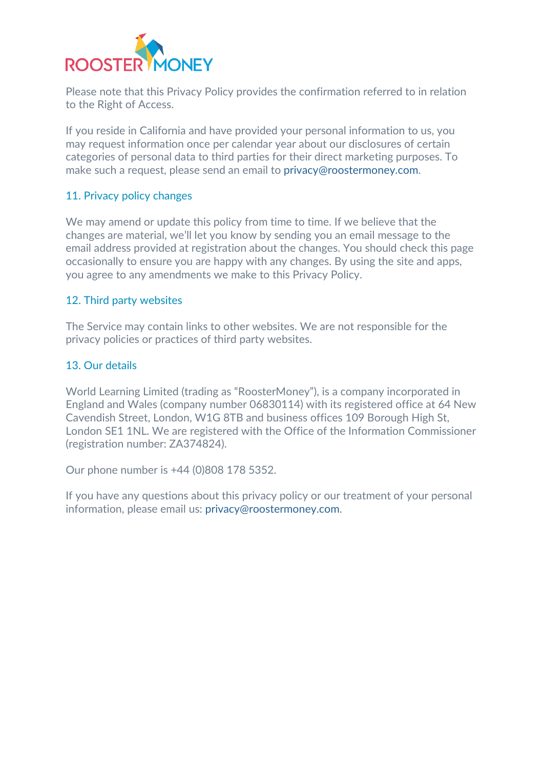Please note that this Privacy Policy provides the confirmation referred to in relation to the Right of Access.

If you reside in California and have provided your personal information to us, you may request information once per calendar year about our disclosures of certain categories of personal data to third parties for their direct marketing purposes. To make such a request, please send an email to privacy@roostermoney.com.

## 11. Privacy policy changes

We may amend or update this policy from time to time. If we believe that the changes are material, we'll let you know by sending you an email message to the email address provided at registration about the changes. You should check this page occasionally to ensure you are happy with any changes. By using the site and apps, you agree to any amendments we make to this Privacy Policy.

## 12. Third party websites

The Service may contain links to other websites. We are not responsible for the privacy policies or practices of third party websites.

## 13. Our details

World Learning Limited (trading as "RoosterMoney"), is a company incorporated in England and Wales (company number 06830114) with its registered office at 64 New Cavendish Street, London, W1G 8TB and business offices 109 Borough High St, London SE1 1NL. We are registered with the Office of the Information Commissioner (registration number: ZA374824).

Our phone number is +44 (0)808 178 5352.

If you have any questions about this privacy policy or our treatment of your personal information, please email us: privacy@roostermoney.com.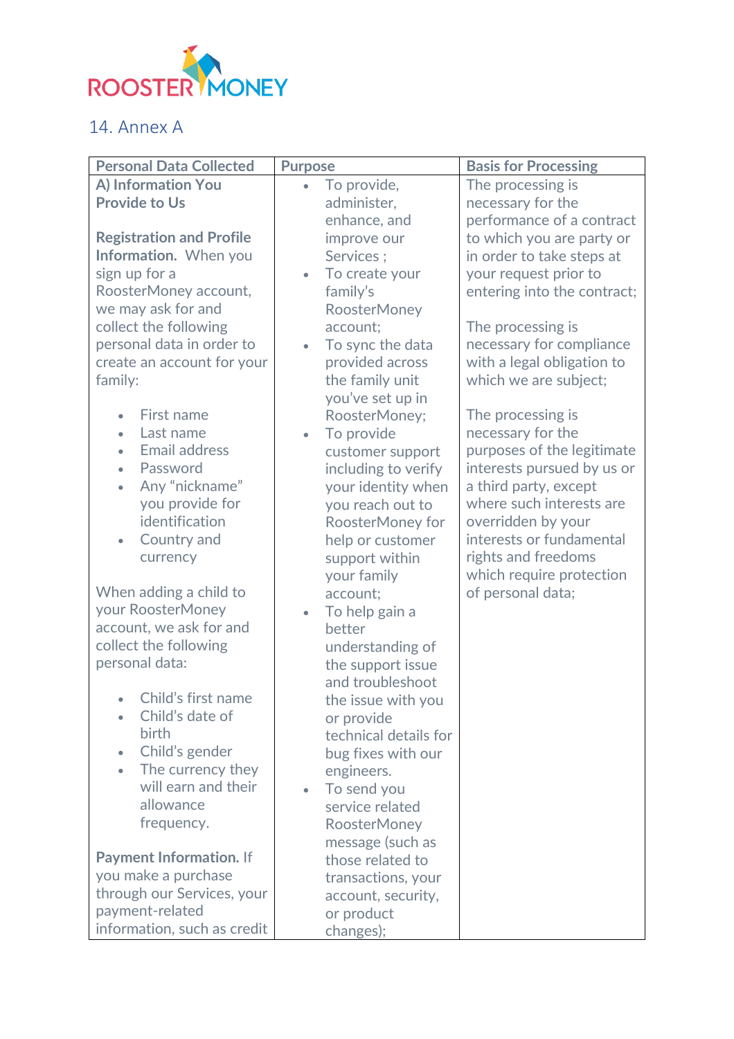## 14. Annex A

| Personal Data Collected | Purpose | Basis for Processing |
|---|---|---|
| **A) Information You Provide to Us**<br><br>**Registration and Profile Information.** When you sign up for a RoosterMoney account, we may ask for and collect the following personal data in order to create an account for your family:<br><br>• First name<br>• Last name<br>• Email address<br>• Password<br>• Any "nickname" you provide for identification<br>• Country and currency<br><br>When adding a child to your RoosterMoney account, we ask for and collect the following personal data:<br><br>• Child's first name<br>• Child's date of birth<br>• Child's gender<br>• The currency they will earn and their allowance frequency.<br><br>**Payment Information.** If you make a purchase through our Services, your payment-related information, such as credit | • To provide, administer, enhance, and improve our Services ;<br>• To create your family's RoosterMoney account;<br>• To sync the data provided across the family unit you've set up in RoosterMoney;<br>• To provide customer support including to verify your identity when you reach out to RoosterMoney for help or customer support within your family account;<br>• To help gain a better understanding of the support issue and troubleshoot the issue with you or provide technical details for bug fixes with our engineers.<br>• To send you service related RoosterMoney message (such as those related to transactions, your account, security, or product changes); | The processing is necessary for the performance of a contract to which you are party or in order to take steps at your request prior to entering into the contract;<br><br>The processing is necessary for compliance with a legal obligation to which we are subject;<br><br>The processing is necessary for the legitimate purposes of the legitimate interests pursued by us or a third party, except where such interests are overridden by your interests or fundamental rights and freedoms which require protection of personal data; |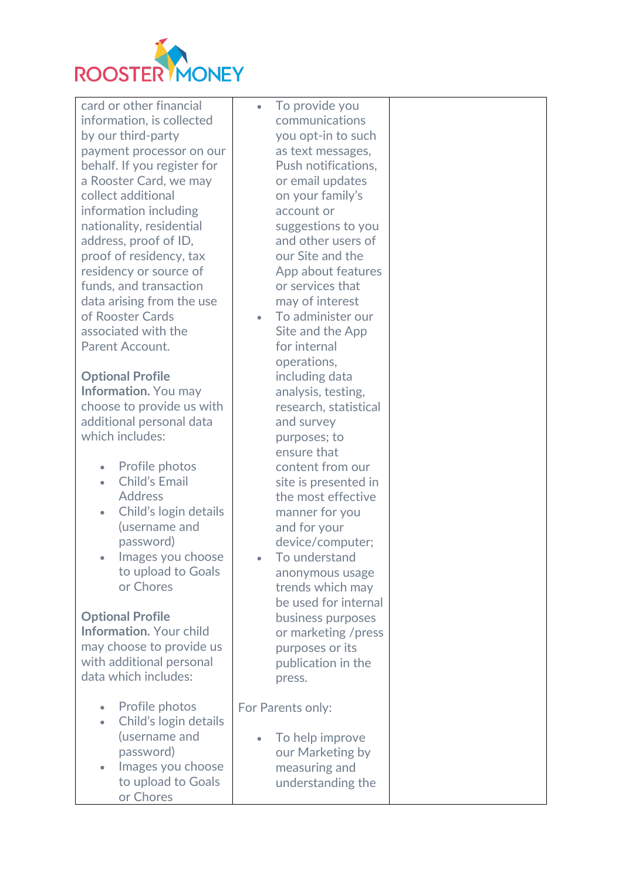| | | |
|---|---|---|
| card or other financial information, is collected by our third-party payment processor on our behalf. If you register for a Rooster Card, we may collect additional information including nationality, residential address, proof of ID, proof of residency, tax residency or source of funds, and transaction data arising from the use of Rooster Cards associated with the Parent Account.<br><br>**Optional Profile Information.** You may choose to provide us with additional personal data which includes:<br><br>• Profile photos<br>• Child's Email Address<br>• Child's login details (username and password)<br>• Images you choose to upload to Goals or Chores<br><br>**Optional Profile Information.** Your child may choose to provide us with additional personal data which includes:<br><br>• Profile photos<br>• Child's login details (username and password)<br>• Images you choose to upload to Goals or Chores | • To provide you communications you opt-in to such as text messages, Push notifications, or email updates on your family's account or suggestions to you and other users of our Site and the App about features or services that may of interest<br>• To administer our Site and the App for internal operations, including data analysis, testing, research, statistical and survey purposes; to ensure that content from our site is presented in the most effective manner for you and for your device/computer;<br>• To understand anonymous usage trends which may be used for internal business purposes or marketing /press purposes or its publication in the press.<br><br>For Parents only:<br><br>• To help improve our Marketing by measuring and understanding the | |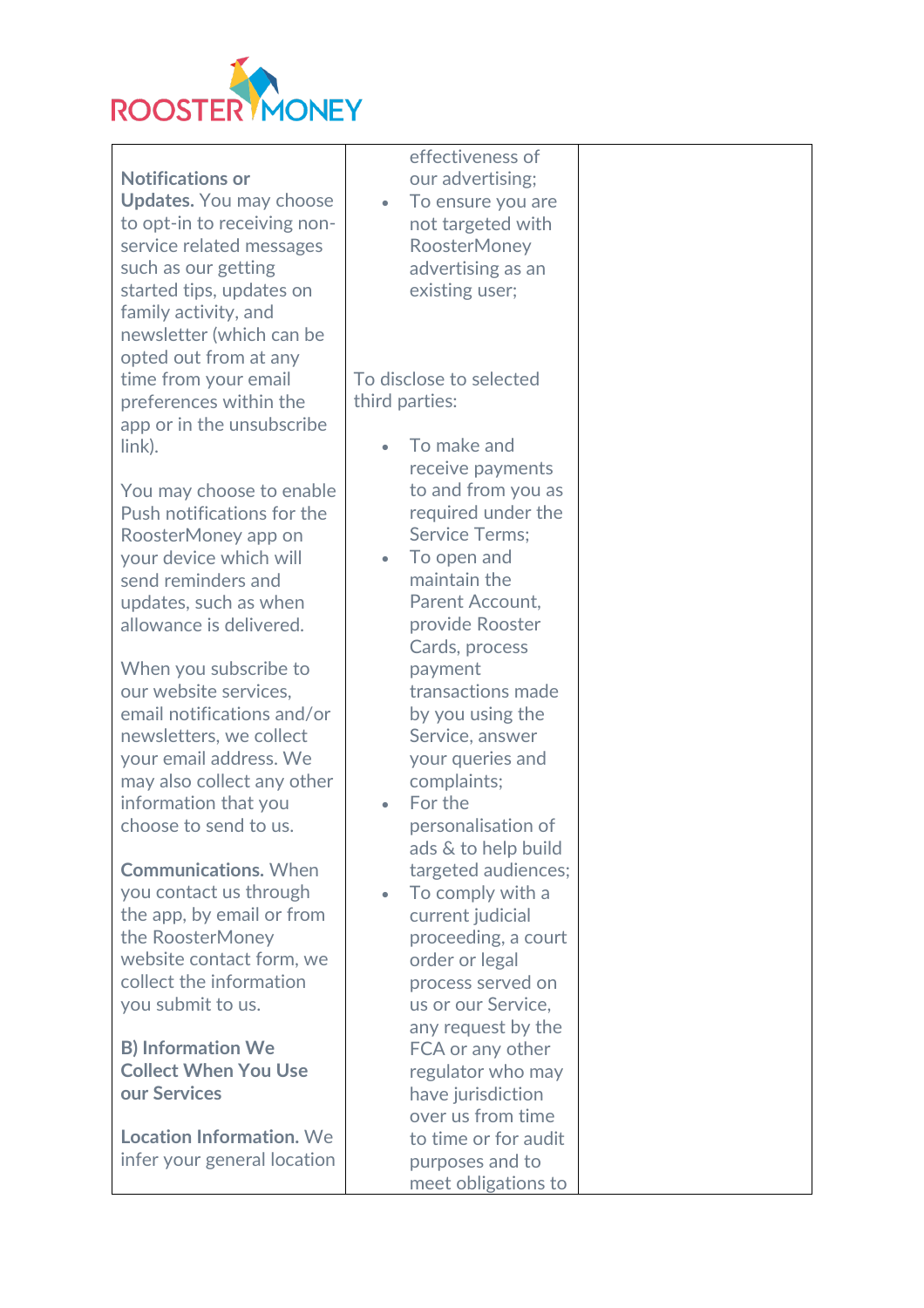| **Notifications or Updates.** You may choose to opt-in to receiving non-service related messages such as our getting started tips, updates on family activity, and newsletter (which can be opted out from at any time from your email preferences within the app or in the unsubscribe link).<br><br>You may choose to enable Push notifications for the RoosterMoney app on your device which will send reminders and updates, such as when allowance is delivered.<br><br>When you subscribe to our website services, email notifications and/or newsletters, we collect your email address. We may also collect any other information that you choose to send to us.<br><br>**Communications.** When you contact us through the app, by email or from the RoosterMoney website contact form, we collect the information you submit to us.<br><br>**B) Information We Collect When You Use our Services**<br><br>**Location Information.** We infer your general location | effectiveness of our advertising;<br>• To ensure you are not targeted with RoosterMoney advertising as an existing user;<br><br>To disclose to selected third parties:<br><br>• To make and receive payments to and from you as required under the Service Terms;<br>• To open and maintain the Parent Account, provide Rooster Cards, process payment transactions made by you using the Service, answer your queries and complaints;<br>• For the personalisation of ads & to help build targeted audiences;<br>• To comply with a current judicial proceeding, a court order or legal process served on us or our Service, any request by the FCA or any other regulator who may have jurisdiction over us from time to time or for audit purposes and to meet obligations to | |
|---|---|---|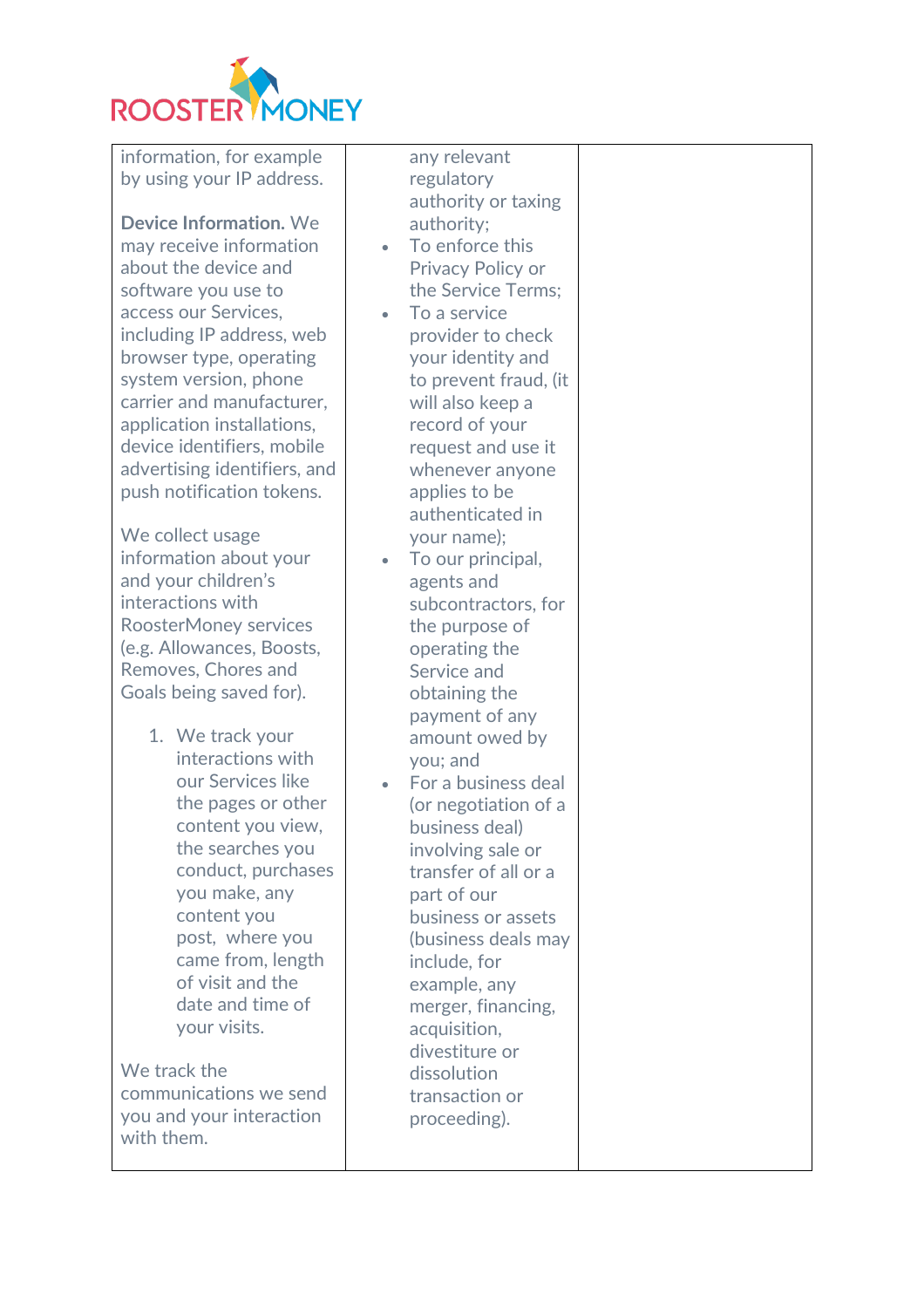| | | |
|---|---|---|
| information, for example by using your IP address.<br><br>**Device Information.** We may receive information about the device and software you use to access our Services, including IP address, web browser type, operating system version, phone carrier and manufacturer, application installations, device identifiers, mobile advertising identifiers, and push notification tokens.<br><br>We collect usage information about your and your children's interactions with RoosterMoney services (e.g. Allowances, Boosts, Removes, Chores and Goals being saved for).<br><br>1. We track your interactions with our Services like the pages or other content you view, the searches you conduct, purchases you make, any content you post, where you came from, length of visit and the date and time of your visits.<br><br>We track the communications we send you and your interaction with them. | any relevant regulatory authority or taxing authority;<br>• To enforce this Privacy Policy or the Service Terms;<br>• To a service provider to check your identity and to prevent fraud, (it will also keep a record of your request and use it whenever anyone applies to be authenticated in your name);<br>• To our principal, agents and subcontractors, for the purpose of operating the Service and obtaining the payment of any amount owed by you; and<br>• For a business deal (or negotiation of a business deal) involving sale or transfer of all or a part of our business or assets (business deals may include, for example, any merger, financing, acquisition, divestiture or dissolution transaction or proceeding). | |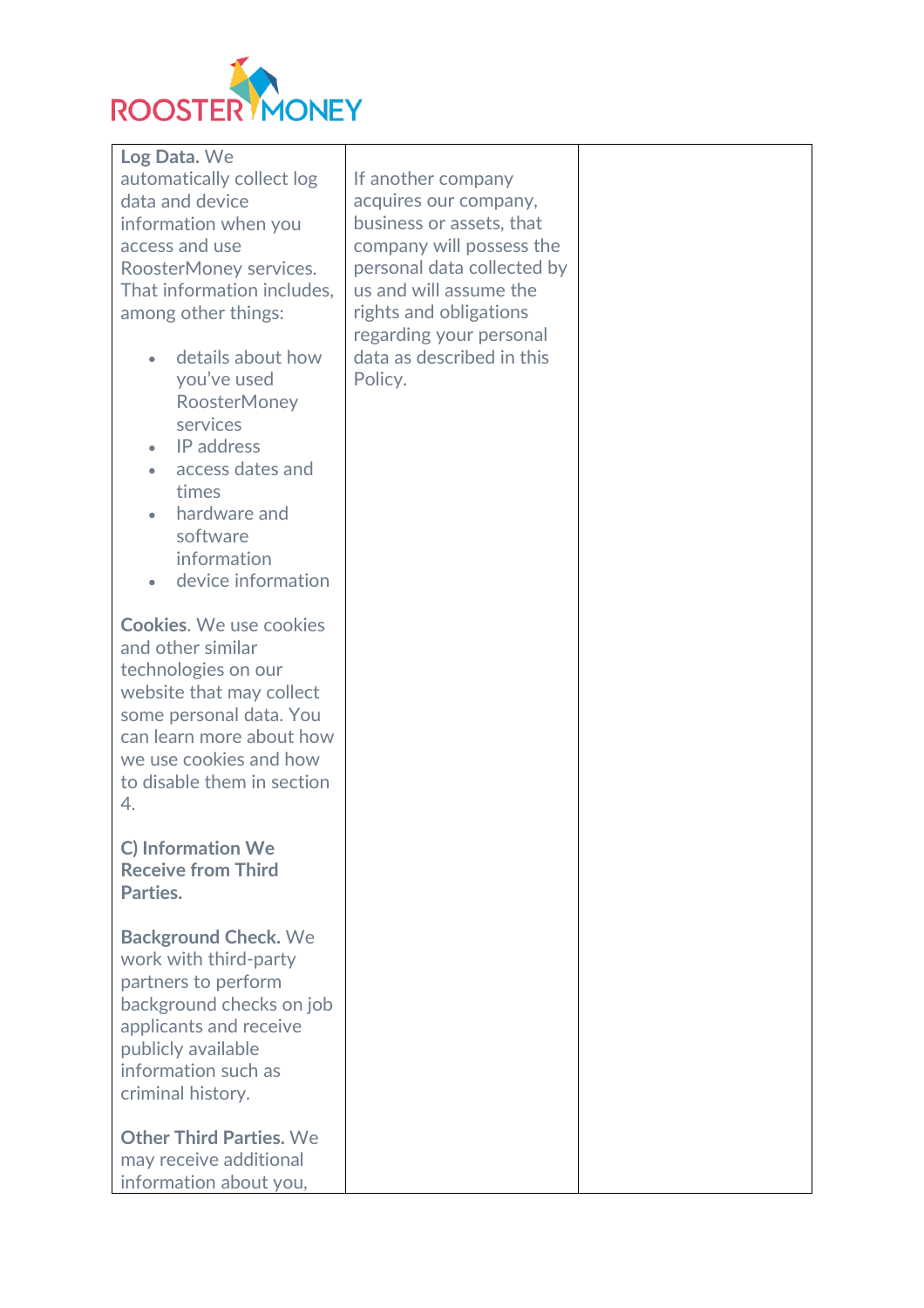| | | |
|---|---|---|
| **Log Data.** We automatically collect log data and device information when you access and use RoosterMoney services. That information includes, among other things:<br><br>• details about how you've used RoosterMoney services<br>• IP address<br>• access dates and times<br>• hardware and software information<br>• device information<br><br>**Cookies**. We use cookies and other similar technologies on our website that may collect some personal data. You can learn more about how we use cookies and how to disable them in section 4.<br><br>**C) Information We Receive from Third Parties.**<br><br>**Background Check.** We work with third-party partners to perform background checks on job applicants and receive publicly available information such as criminal history.<br><br>**Other Third Parties.** We may receive additional information about you, | If another company acquires our company, business or assets, that company will possess the personal data collected by us and will assume the rights and obligations regarding your personal data as described in this Policy. | |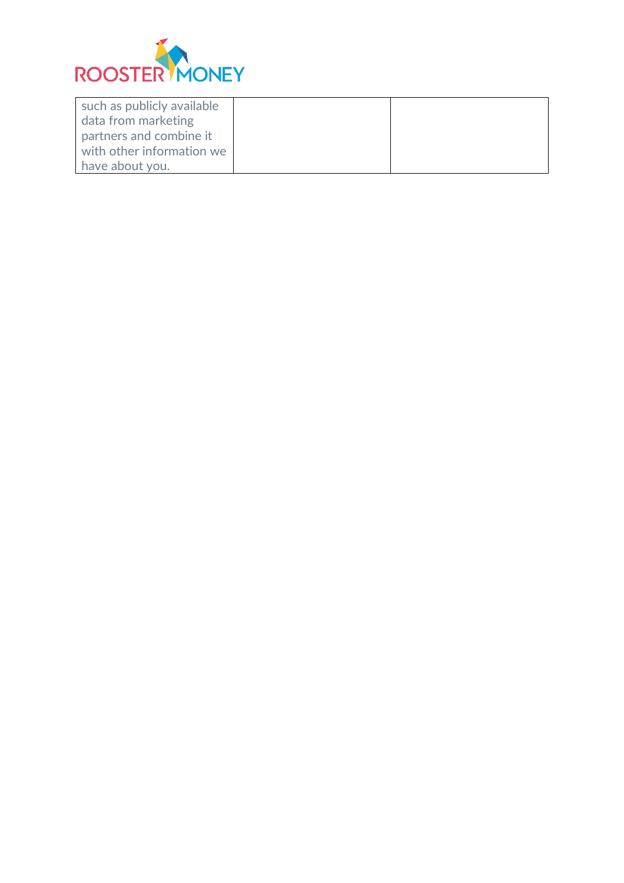| | | |
|---|---|---|
| such as publicly available data from marketing partners and combine it with other information we have about you. | | |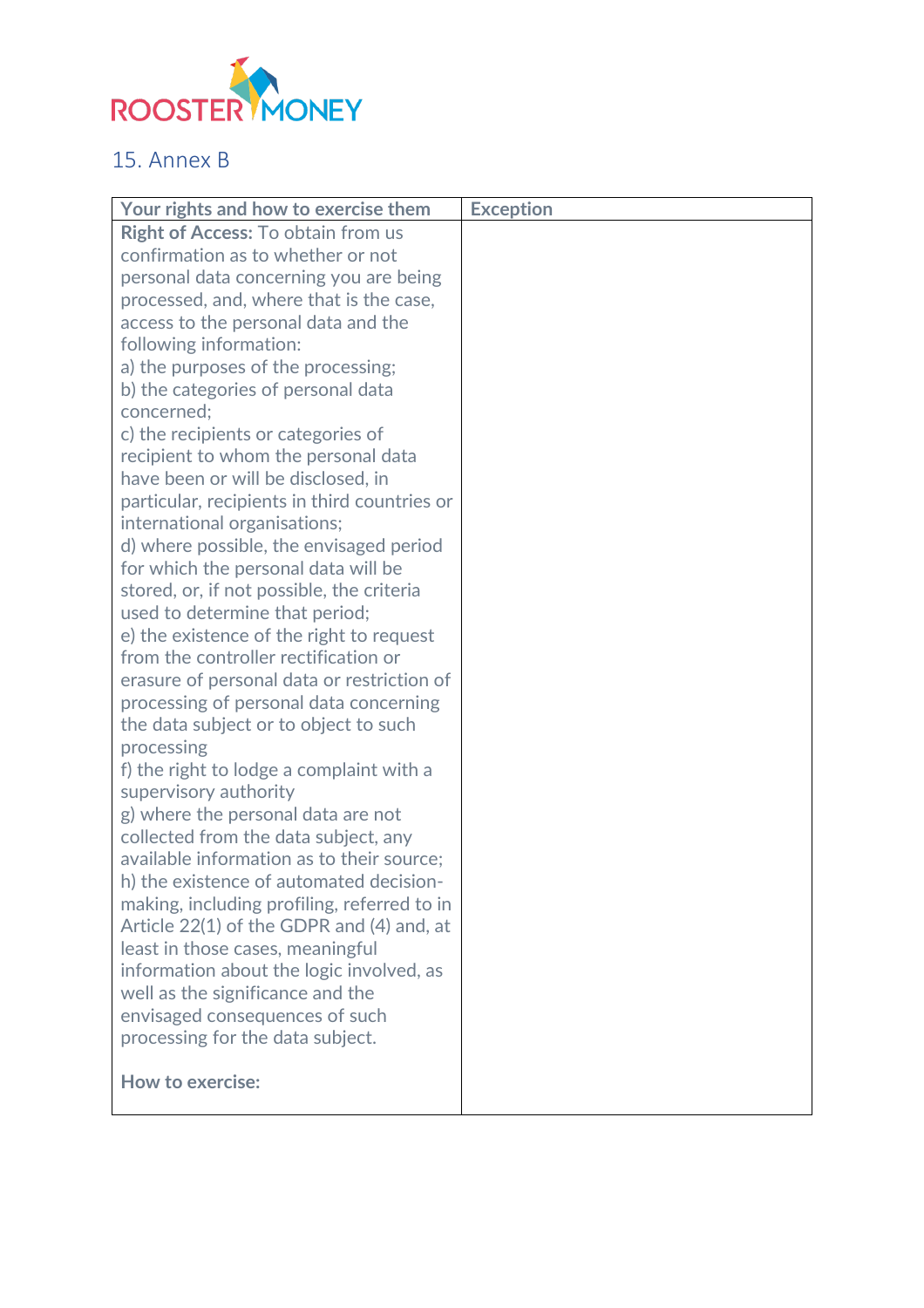## 15. Annex B

| Your rights and how to exercise them | Exception |
| --- | --- |
| **Right of Access:** To obtain from us confirmation as to whether or not personal data concerning you are being processed, and, where that is the case, access to the personal data and the following information:<br>a) the purposes of the processing;<br>b) the categories of personal data concerned;<br>c) the recipients or categories of recipient to whom the personal data have been or will be disclosed, in particular, recipients in third countries or international organisations;<br>d) where possible, the envisaged period for which the personal data will be stored, or, if not possible, the criteria used to determine that period;<br>e) the existence of the right to request from the controller rectification or erasure of personal data or restriction of processing of personal data concerning the data subject or to object to such processing<br>f) the right to lodge a complaint with a supervisory authority<br>g) where the personal data are not collected from the data subject, any available information as to their source;<br>h) the existence of automated decision-making, including profiling, referred to in Article 22(1) of the GDPR and (4) and, at least in those cases, meaningful information about the logic involved, as well as the significance and the envisaged consequences of such processing for the data subject.<br><br>**How to exercise:** | |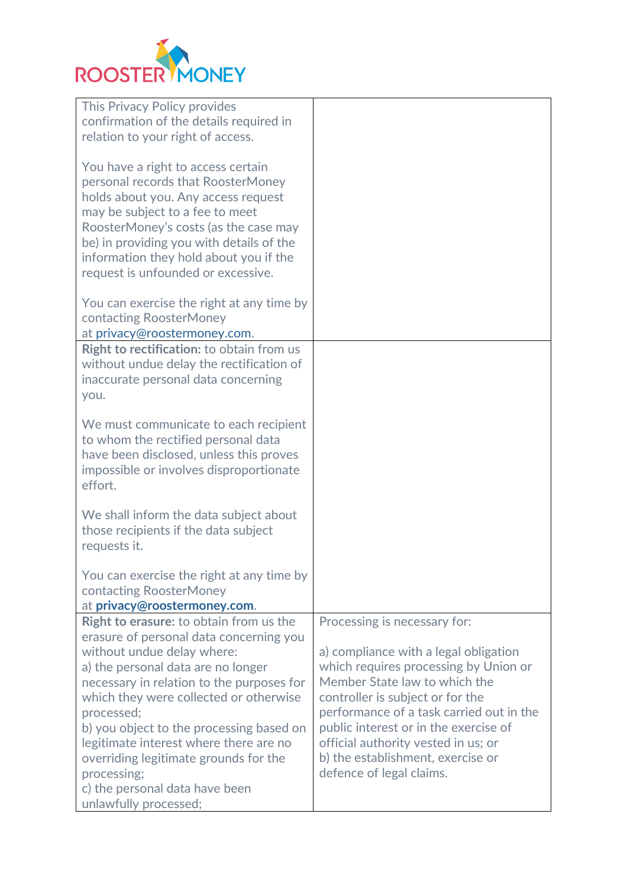| | |
|---|---|
| This Privacy Policy provides confirmation of the details required in relation to your right of access.<br><br>You have a right to access certain personal records that RoosterMoney holds about you. Any access request may be subject to a fee to meet RoosterMoney's costs (as the case may be) in providing you with details of the information they hold about you if the request is unfounded or excessive.<br><br>You can exercise the right at any time by contacting RoosterMoney at privacy@roostermoney.com. | |
| **Right to rectification:** to obtain from us without undue delay the rectification of inaccurate personal data concerning you.<br><br>We must communicate to each recipient to whom the rectified personal data have been disclosed, unless this proves impossible or involves disproportionate effort.<br><br>We shall inform the data subject about those recipients if the data subject requests it.<br><br>You can exercise the right at any time by contacting RoosterMoney at **privacy@roostermoney.com**. | |
| **Right to erasure:** to obtain from us the erasure of personal data concerning you without undue delay where:<br>a) the personal data are no longer necessary in relation to the purposes for which they were collected or otherwise processed;<br>b) you object to the processing based on legitimate interest where there are no overriding legitimate grounds for the processing;<br>c) the personal data have been unlawfully processed; | Processing is necessary for:<br><br>a) compliance with a legal obligation which requires processing by Union or Member State law to which the controller is subject or for the performance of a task carried out in the public interest or in the exercise of official authority vested in us; or<br>b) the establishment, exercise or defence of legal claims. |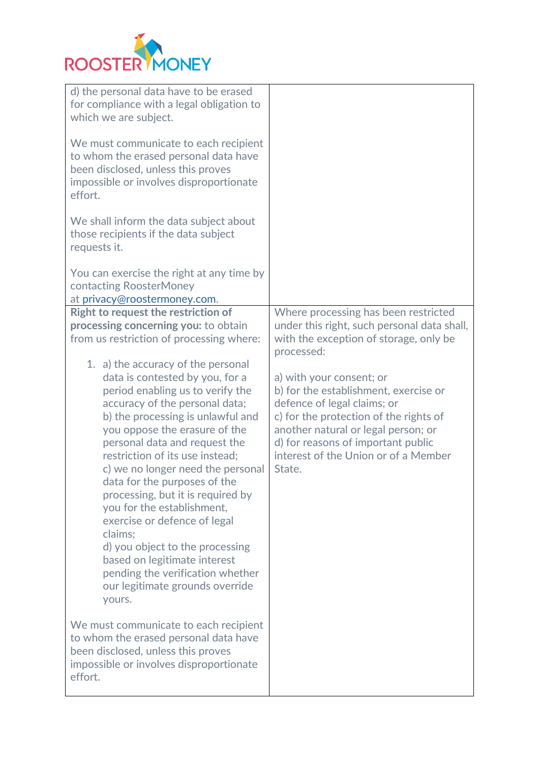| | |
|---|---|
| d) the personal data have to be erased for compliance with a legal obligation to which we are subject.<br><br>We must communicate to each recipient to whom the erased personal data have been disclosed, unless this proves impossible or involves disproportionate effort.<br><br>We shall inform the data subject about those recipients if the data subject requests it.<br><br>You can exercise the right at any time by contacting RoosterMoney at privacy@roostermoney.com. | |
| **Right to request the restriction of processing concerning you:** to obtain from us restriction of processing where:<br><br>1. a) the accuracy of the personal data is contested by you, for a period enabling us to verify the accuracy of the personal data;<br>b) the processing is unlawful and you oppose the erasure of the personal data and request the restriction of its use instead;<br>c) we no longer need the personal data for the purposes of the processing, but it is required by you for the establishment, exercise or defence of legal claims;<br>d) you object to the processing based on legitimate interest pending the verification whether our legitimate grounds override yours.<br><br>We must communicate to each recipient to whom the erased personal data have been disclosed, unless this proves impossible or involves disproportionate effort. | Where processing has been restricted under this right, such personal data shall, with the exception of storage, only be processed:<br><br>a) with your consent; or<br>b) for the establishment, exercise or defence of legal claims; or<br>c) for the protection of the rights of another natural or legal person; or<br>d) for reasons of important public interest of the Union or of a Member State. |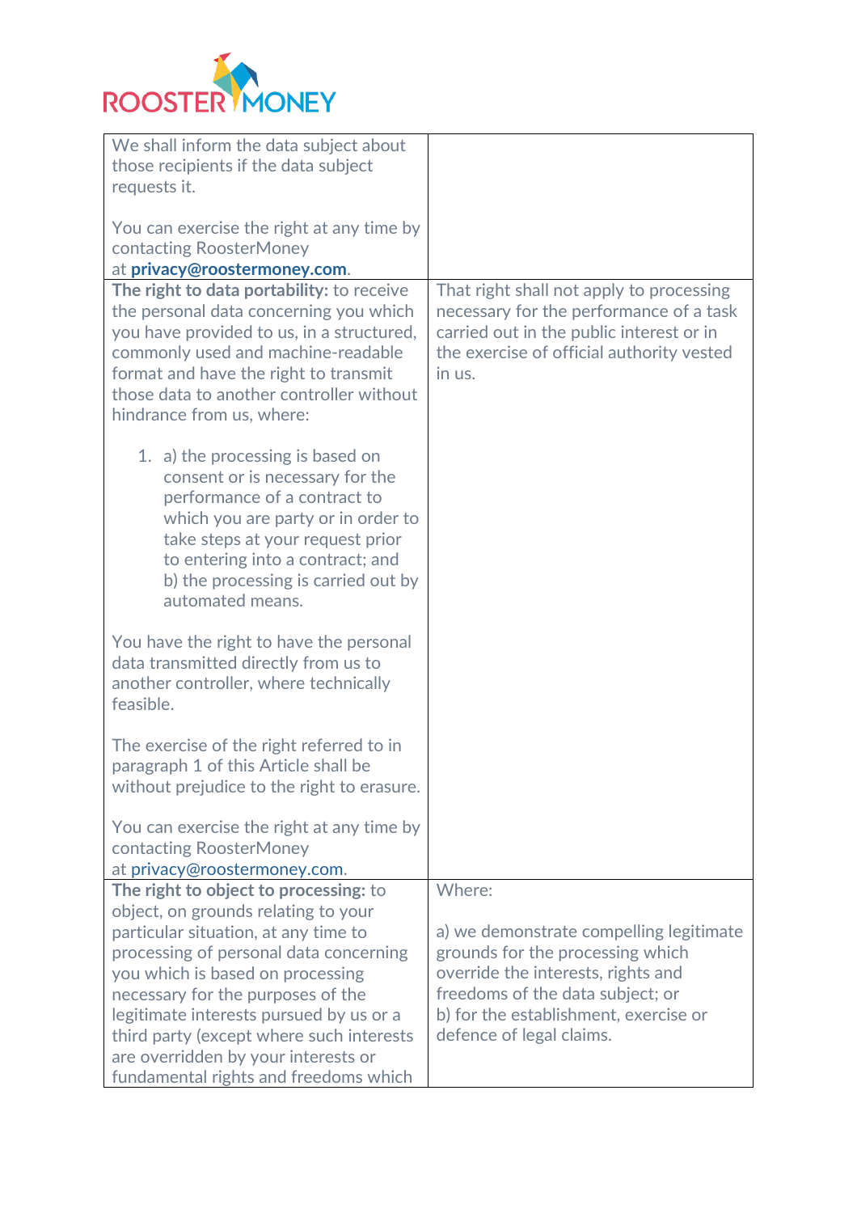| | |
|---|---|
| We shall inform the data subject about those recipients if the data subject requests it.<br><br>You can exercise the right at any time by contacting RoosterMoney at **privacy@roostermoney.com**. | |
| **The right to data portability:** to receive the personal data concerning you which you have provided to us, in a structured, commonly used and machine-readable format and have the right to transmit those data to another controller without hindrance from us, where:<br><br>1. a) the processing is based on consent or is necessary for the performance of a contract to which you are party or in order to take steps at your request prior to entering into a contract; and b) the processing is carried out by automated means.<br><br>You have the right to have the personal data transmitted directly from us to another controller, where technically feasible.<br><br>The exercise of the right referred to in paragraph 1 of this Article shall be without prejudice to the right to erasure.<br><br>You can exercise the right at any time by contacting RoosterMoney at privacy@roostermoney.com. | That right shall not apply to processing necessary for the performance of a task carried out in the public interest or in the exercise of official authority vested in us. |
| **The right to object to processing:** to object, on grounds relating to your particular situation, at any time to processing of personal data concerning you which is based on processing necessary for the purposes of the legitimate interests pursued by us or a third party (except where such interests are overridden by your interests or fundamental rights and freedoms which | Where:<br><br>a) we demonstrate compelling legitimate grounds for the processing which override the interests, rights and freedoms of the data subject; or<br>b) for the establishment, exercise or defence of legal claims. |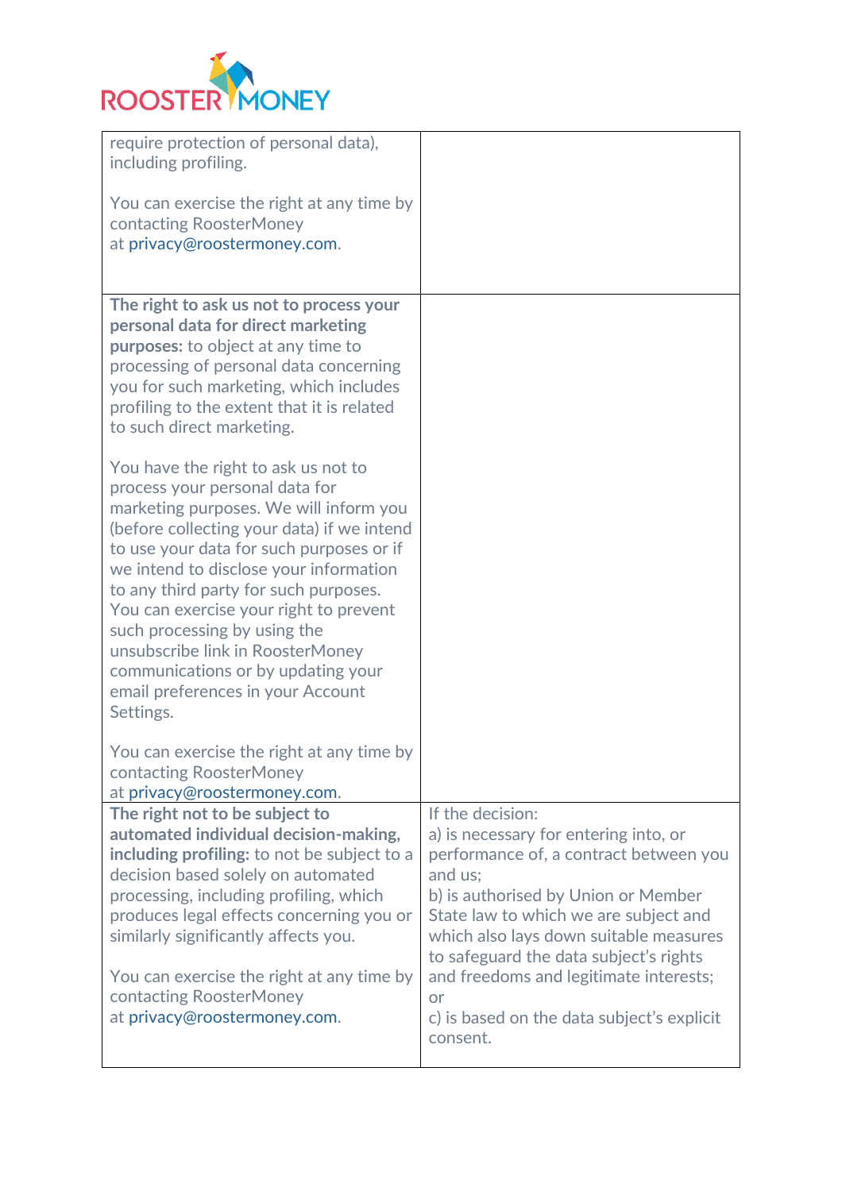| | |
|---|---|
| require protection of personal data), including profiling.<br><br>You can exercise the right at any time by contacting RoosterMoney at privacy@roostermoney.com. | |
| **The right to ask us not to process your personal data for direct marketing purposes:** to object at any time to processing of personal data concerning you for such marketing, which includes profiling to the extent that it is related to such direct marketing.<br><br>You have the right to ask us not to process your personal data for marketing purposes. We will inform you (before collecting your data) if we intend to use your data for such purposes or if we intend to disclose your information to any third party for such purposes. You can exercise your right to prevent such processing by using the unsubscribe link in RoosterMoney communications or by updating your email preferences in your Account Settings.<br><br>You can exercise the right at any time by contacting RoosterMoney at privacy@roostermoney.com. | |
| **The right not to be subject to automated individual decision-making, including profiling:** to not be subject to a decision based solely on automated processing, including profiling, which produces legal effects concerning you or similarly significantly affects you.<br><br>You can exercise the right at any time by contacting RoosterMoney at privacy@roostermoney.com. | If the decision:<br>a) is necessary for entering into, or performance of, a contract between you and us;<br>b) is authorised by Union or Member State law to which we are subject and which also lays down suitable measures to safeguard the data subject's rights and freedoms and legitimate interests; or<br>c) is based on the data subject's explicit consent. |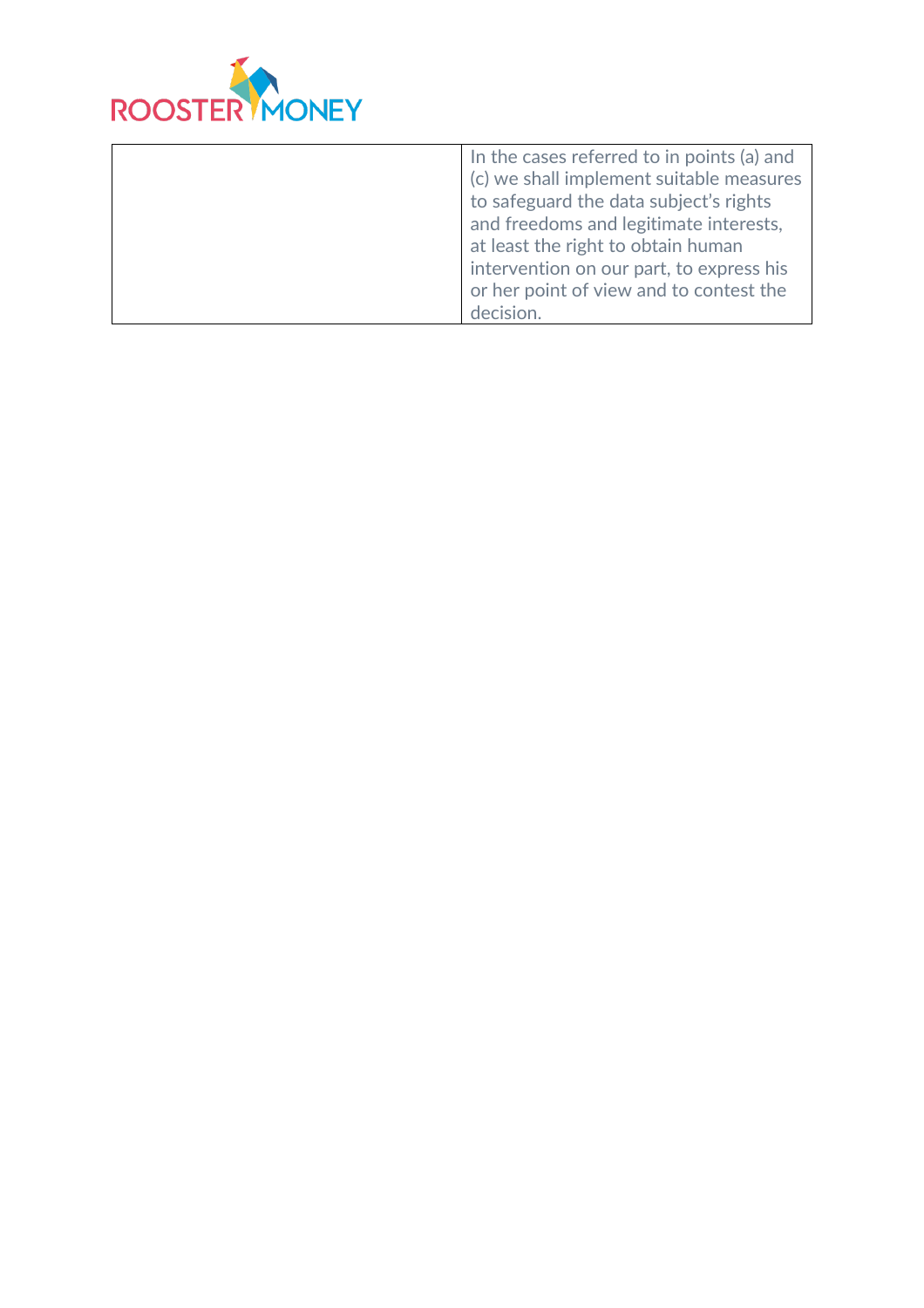| | |
|---|---|
| | In the cases referred to in points (a) and (c) we shall implement suitable measures to safeguard the data subject's rights and freedoms and legitimate interests, at least the right to obtain human intervention on our part, to express his or her point of view and to contest the decision. |